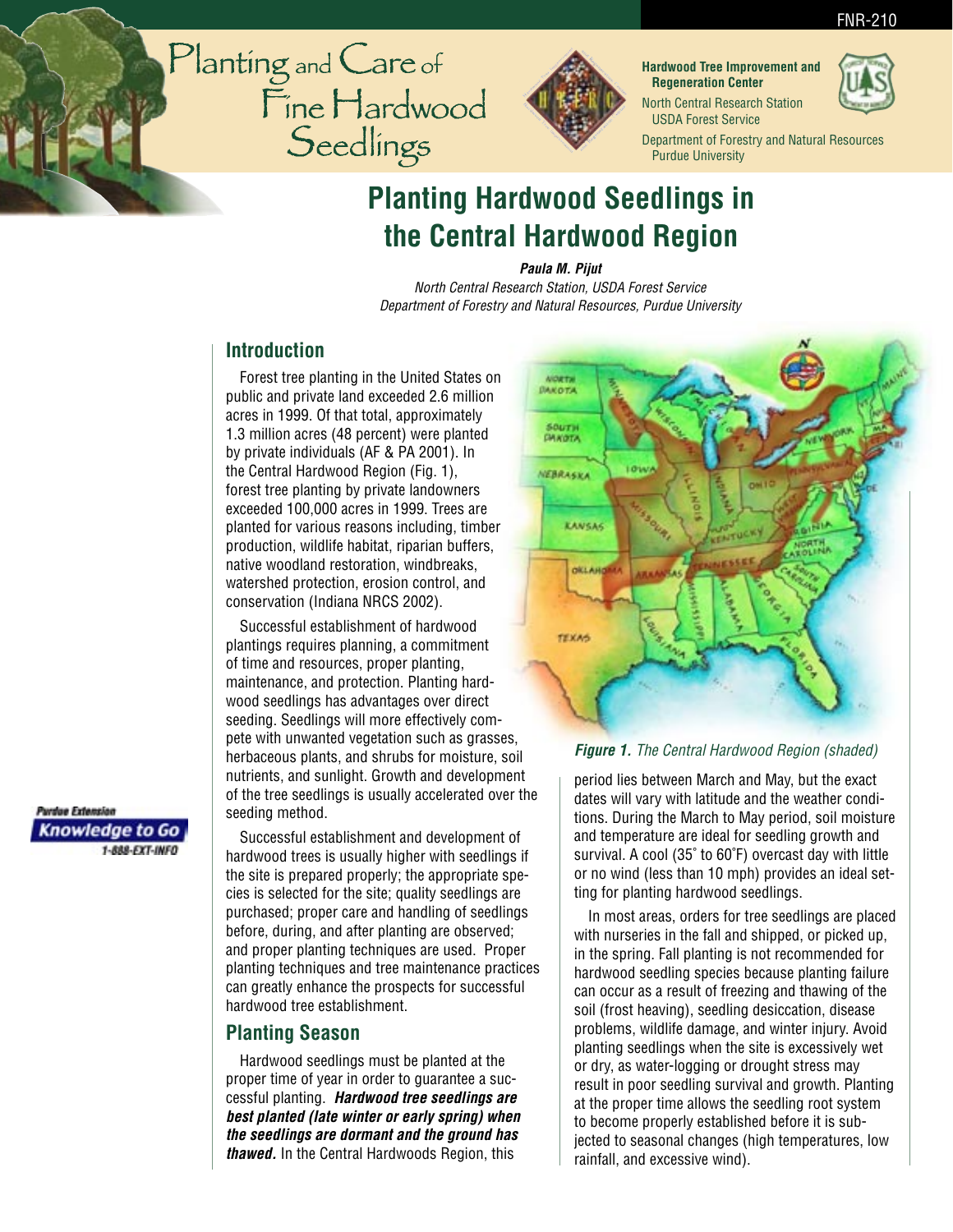FNR-210

Planting and Care of Fine Hardwood Seedlings

**Hardwood Tree Improvement and Regeneration Center**
North Central Research Station
USDA Forest Service
Department of Forestry and Natural Resources
Purdue University

# Planting Hardwood Seedlings in the Central Hardwood Region

***Paula M. Pijut***
*North Central Research Station, USDA Forest Service*
*Department of Forestry and Natural Resources, Purdue University*

## Introduction

Forest tree planting in the United States on public and private land exceeded 2.6 million acres in 1999. Of that total, approximately 1.3 million acres (48 percent) were planted by private individuals (AF & PA 2001). In the Central Hardwood Region (Fig. 1), forest tree planting by private landowners exceeded 100,000 acres in 1999. Trees are planted for various reasons including, timber production, wildlife habitat, riparian buffers, native woodland restoration, windbreaks, watershed protection, erosion control, and conservation (Indiana NRCS 2002).

Successful establishment of hardwood plantings requires planning, a commitment of time and resources, proper planting, maintenance, and protection. Planting hardwood seedlings has advantages over direct seeding. Seedlings will more effectively compete with unwanted vegetation such as grasses, herbaceous plants, and shrubs for moisture, soil nutrients, and sunlight. Growth and development of the tree seedlings is usually accelerated over the seeding method.

Successful establishment and development of hardwood trees is usually higher with seedlings if the site is prepared properly; the appropriate species is selected for the site; quality seedlings are purchased; proper care and handling of seedlings before, during, and after planting are observed; and proper planting techniques are used. Proper planting techniques and tree maintenance practices can greatly enhance the prospects for successful hardwood tree establishment.

## Planting Season

Hardwood seedlings must be planted at the proper time of year in order to guarantee a successful planting. ***Hardwood tree seedlings are best planted (late winter or early spring) when the seedlings are dormant and the ground has thawed.*** In the Central Hardwoods Region, this period lies between March and May, but the exact dates will vary with latitude and the weather conditions. During the March to May period, soil moisture and temperature are ideal for seedling growth and survival. A cool (35˚ to 60˚F) overcast day with little or no wind (less than 10 mph) provides an ideal setting for planting hardwood seedlings.

*Figure 1. The Central Hardwood Region (shaded)*

In most areas, orders for tree seedlings are placed with nurseries in the fall and shipped, or picked up, in the spring. Fall planting is not recommended for hardwood seedling species because planting failure can occur as a result of freezing and thawing of the soil (frost heaving), seedling desiccation, disease problems, wildlife damage, and winter injury. Avoid planting seedlings when the site is excessively wet or dry, as water-logging or drought stress may result in poor seedling survival and growth. Planting at the proper time allows the seedling root system to become properly established before it is subjected to seasonal changes (high temperatures, low rainfall, and excessive wind).

Purdue Extension
Knowledge to Go
1-888-EXT-INFO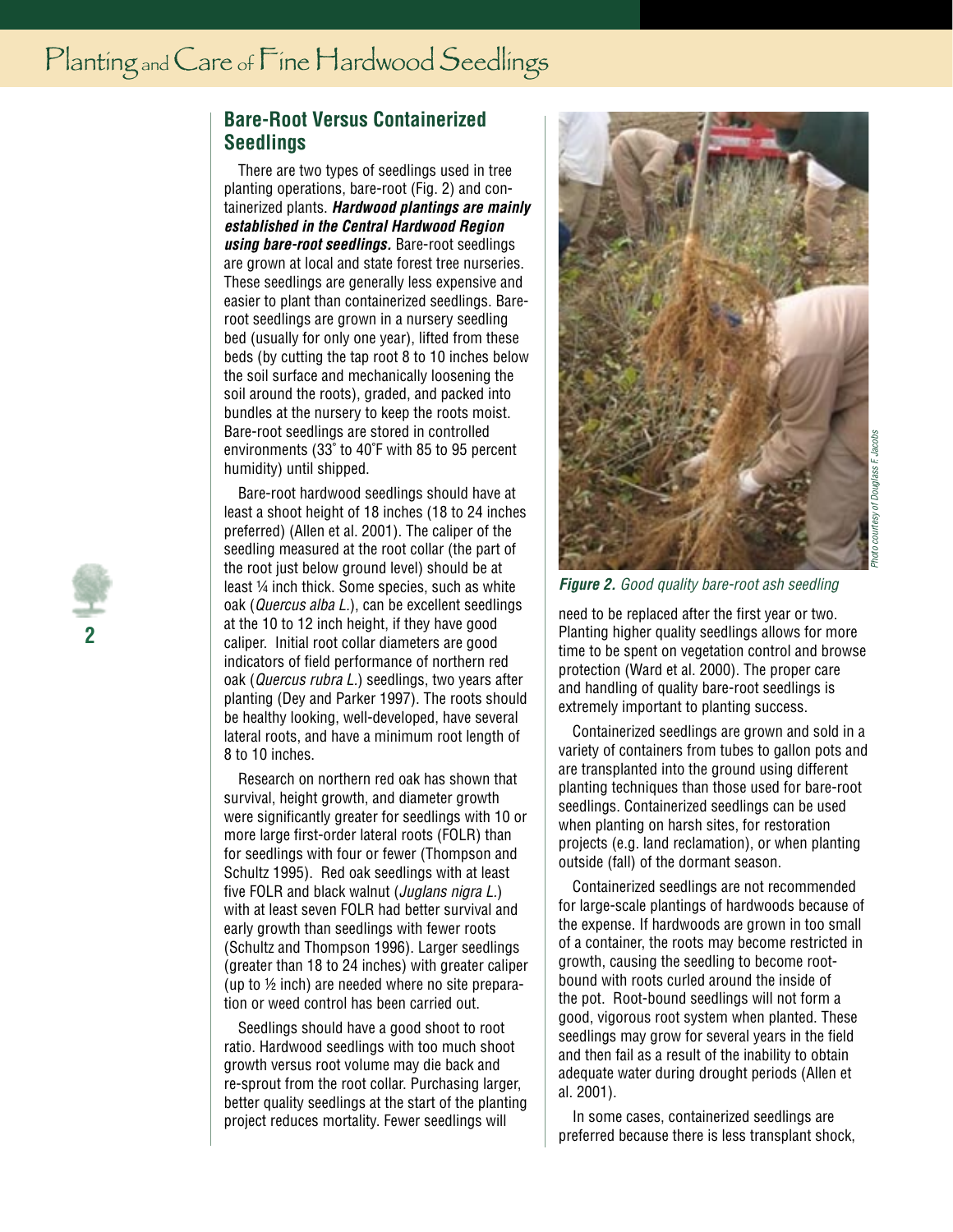## Bare-Root Versus Containerized Seedlings

There are two types of seedlings used in tree planting operations, bare-root (Fig. 2) and containerized plants. ***Hardwood plantings are mainly established in the Central Hardwood Region using bare-root seedlings.*** Bare-root seedlings are grown at local and state forest tree nurseries. These seedlings are generally less expensive and easier to plant than containerized seedlings. Bare-root seedlings are grown in a nursery seedling bed (usually for only one year), lifted from these beds (by cutting the tap root 8 to 10 inches below the soil surface and mechanically loosening the soil around the roots), graded, and packed into bundles at the nursery to keep the roots moist. Bare-root seedlings are stored in controlled environments (33˚ to 40˚F with 85 to 95 percent humidity) until shipped.

Bare-root hardwood seedlings should have at least a shoot height of 18 inches (18 to 24 inches preferred) (Allen et al. 2001). The caliper of the seedling measured at the root collar (the part of the root just below ground level) should be at least ¼ inch thick. Some species, such as white oak (*Quercus alba L.*), can be excellent seedlings at the 10 to 12 inch height, if they have good caliper. Initial root collar diameters are good indicators of field performance of northern red oak (*Quercus rubra L.*) seedlings, two years after planting (Dey and Parker 1997). The roots should be healthy looking, well-developed, have several lateral roots, and have a minimum root length of 8 to 10 inches.

Research on northern red oak has shown that survival, height growth, and diameter growth were significantly greater for seedlings with 10 or more large first-order lateral roots (FOLR) than for seedlings with four or fewer (Thompson and Schultz 1995). Red oak seedlings with at least five FOLR and black walnut (*Juglans nigra L.*) with at least seven FOLR had better survival and early growth than seedlings with fewer roots (Schultz and Thompson 1996). Larger seedlings (greater than 18 to 24 inches) with greater caliper (up to ½ inch) are needed where no site preparation or weed control has been carried out.

Seedlings should have a good shoot to root ratio. Hardwood seedlings with too much shoot growth versus root volume may die back and re-sprout from the root collar. Purchasing larger, better quality seedlings at the start of the planting project reduces mortality. Fewer seedlings will need to be replaced after the first year or two. Planting higher quality seedlings allows for more time to be spent on vegetation control and browse protection (Ward et al. 2000). The proper care and handling of quality bare-root seedlings is extremely important to planting success.

*Photo courtesy of Douglass F. Jacobs*

***Figure 2.*** *Good quality bare-root ash seedling*

Containerized seedlings are grown and sold in a variety of containers from tubes to gallon pots and are transplanted into the ground using different planting techniques than those used for bare-root seedlings. Containerized seedlings can be used when planting on harsh sites, for restoration projects (e.g. land reclamation), or when planting outside (fall) of the dormant season.

Containerized seedlings are not recommended for large-scale plantings of hardwoods because of the expense. If hardwoods are grown in too small of a container, the roots may become restricted in growth, causing the seedling to become root-bound with roots curled around the inside of the pot. Root-bound seedlings will not form a good, vigorous root system when planted. These seedlings may grow for several years in the field and then fail as a result of the inability to obtain adequate water during drought periods (Allen et al. 2001).

In some cases, containerized seedlings are preferred because there is less transplant shock,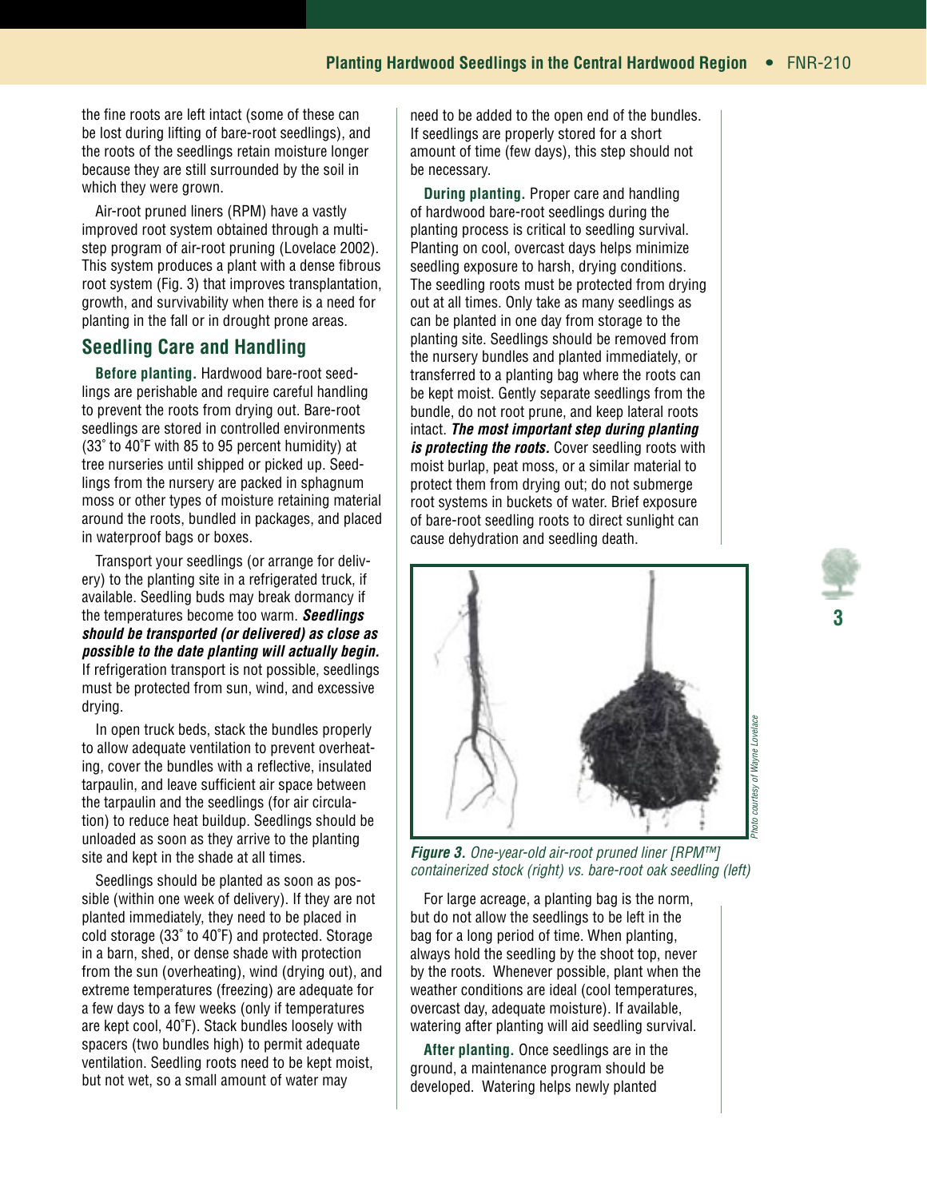the fine roots are left intact (some of these can be lost during lifting of bare-root seedlings), and the roots of the seedlings retain moisture longer because they are still surrounded by the soil in which they were grown.

Air-root pruned liners (RPM) have a vastly improved root system obtained through a multi-step program of air-root pruning (Lovelace 2002). This system produces a plant with a dense fibrous root system (Fig. 3) that improves transplantation, growth, and survivability when there is a need for planting in the fall or in drought prone areas.

## Seedling Care and Handling

**Before planting.** Hardwood bare-root seedlings are perishable and require careful handling to prevent the roots from drying out. Bare-root seedlings are stored in controlled environments (33˚ to 40˚F with 85 to 95 percent humidity) at tree nurseries until shipped or picked up. Seedlings from the nursery are packed in sphagnum moss or other types of moisture retaining material around the roots, bundled in packages, and placed in waterproof bags or boxes.

Transport your seedlings (or arrange for delivery) to the planting site in a refrigerated truck, if available. Seedling buds may break dormancy if the temperatures become too warm. ***Seedlings should be transported (or delivered) as close as possible to the date planting will actually begin.*** If refrigeration transport is not possible, seedlings must be protected from sun, wind, and excessive drying.

In open truck beds, stack the bundles properly to allow adequate ventilation to prevent overheating, cover the bundles with a reflective, insulated tarpaulin, and leave sufficient air space between the tarpaulin and the seedlings (for air circulation) to reduce heat buildup. Seedlings should be unloaded as soon as they arrive to the planting site and kept in the shade at all times.

Seedlings should be planted as soon as possible (within one week of delivery). If they are not planted immediately, they need to be placed in cold storage (33˚ to 40˚F) and protected. Storage in a barn, shed, or dense shade with protection from the sun (overheating), wind (drying out), and extreme temperatures (freezing) are adequate for a few days to a few weeks (only if temperatures are kept cool, 40˚F). Stack bundles loosely with spacers (two bundles high) to permit adequate ventilation. Seedling roots need to be kept moist, but not wet, so a small amount of water may need to be added to the open end of the bundles. If seedlings are properly stored for a short amount of time (few days), this step should not be necessary.

**During planting.** Proper care and handling of hardwood bare-root seedlings during the planting process is critical to seedling survival. Planting on cool, overcast days helps minimize seedling exposure to harsh, drying conditions. The seedling roots must be protected from drying out at all times. Only take as many seedlings as can be planted in one day from storage to the planting site. Seedlings should be removed from the nursery bundles and planted immediately, or transferred to a planting bag where the roots can be kept moist. Gently separate seedlings from the bundle, do not root prune, and keep lateral roots intact. ***The most important step during planting is protecting the roots.*** Cover seedling roots with moist burlap, peat moss, or a similar material to protect them from drying out; do not submerge root systems in buckets of water. Brief exposure of bare-root seedling roots to direct sunlight can cause dehydration and seedling death.

*Photo courtesy of Wayne Lovelace*

***Figure 3.*** *One-year-old air-root pruned liner [RPM™] containerized stock (right) vs. bare-root oak seedling (left)*

For large acreage, a planting bag is the norm, but do not allow the seedlings to be left in the bag for a long period of time. When planting, always hold the seedling by the shoot top, never by the roots. Whenever possible, plant when the weather conditions are ideal (cool temperatures, overcast day, adequate moisture). If available, watering after planting will aid seedling survival.

**After planting.** Once seedlings are in the ground, a maintenance program should be developed. Watering helps newly planted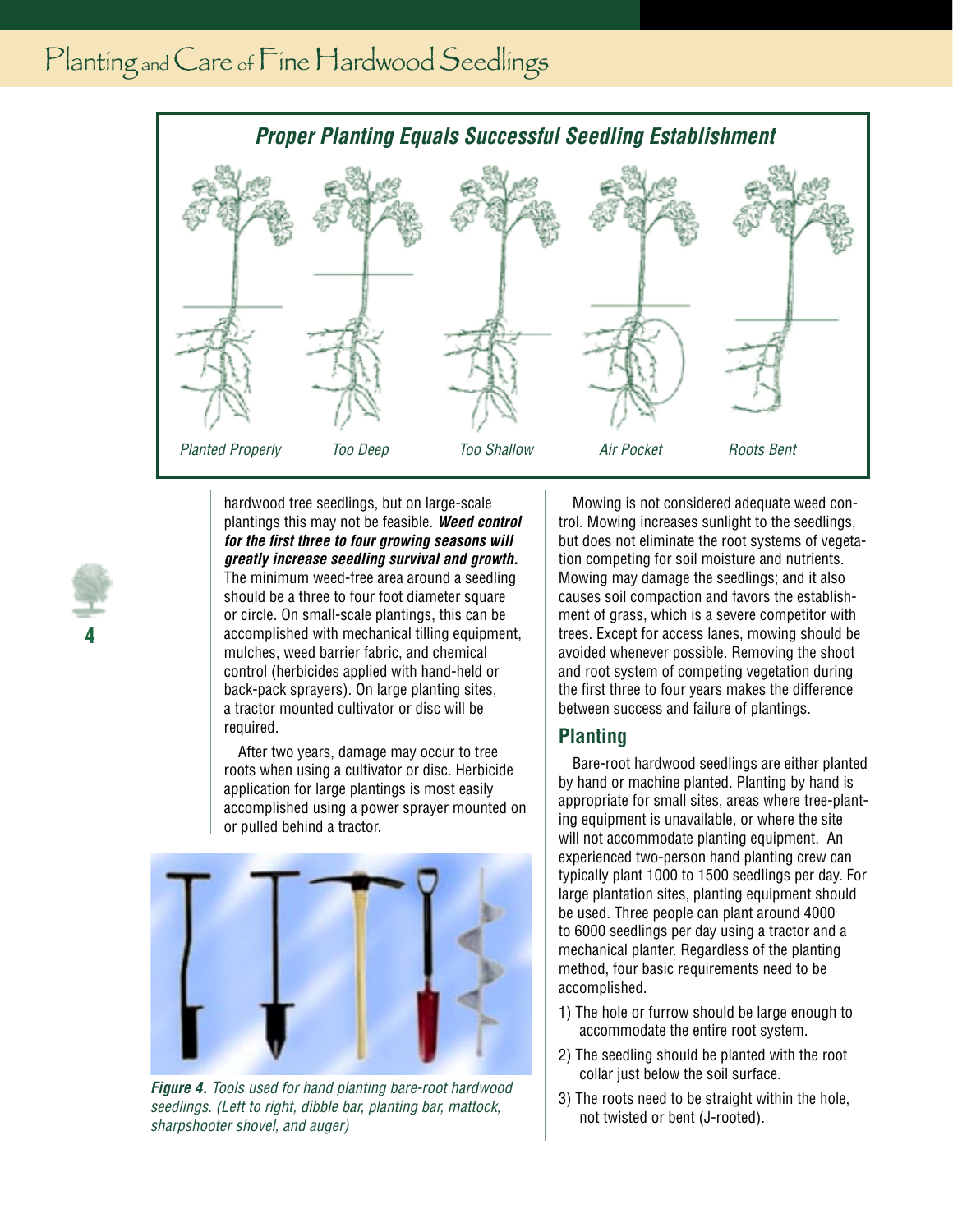### *Proper Planting Equals Successful Seedling Establishment*

*Planted Properly* *Too Deep* *Too Shallow* *Air Pocket* *Roots Bent*

hardwood tree seedlings, but on large-scale plantings this may not be feasible. ***Weed control for the first three to four growing seasons will greatly increase seedling survival and growth.*** The minimum weed-free area around a seedling should be a three to four foot diameter square or circle. On small-scale plantings, this can be accomplished with mechanical tilling equipment, mulches, weed barrier fabric, and chemical control (herbicides applied with hand-held or back-pack sprayers). On large planting sites, a tractor mounted cultivator or disc will be required.

After two years, damage may occur to tree roots when using a cultivator or disc. Herbicide application for large plantings is most easily accomplished using a power sprayer mounted on or pulled behind a tractor.

***Figure 4.*** *Tools used for hand planting bare-root hardwood seedlings. (Left to right, dibble bar, planting bar, mattock, sharpshooter shovel, and auger)*

Mowing is not considered adequate weed control. Mowing increases sunlight to the seedlings, but does not eliminate the root systems of vegetation competing for soil moisture and nutrients. Mowing may damage the seedlings; and it also causes soil compaction and favors the establishment of grass, which is a severe competitor with trees. Except for access lanes, mowing should be avoided whenever possible. Removing the shoot and root system of competing vegetation during the first three to four years makes the difference between success and failure of plantings.

## Planting

Bare-root hardwood seedlings are either planted by hand or machine planted. Planting by hand is appropriate for small sites, areas where tree-planting equipment is unavailable, or where the site will not accommodate planting equipment. An experienced two-person hand planting crew can typically plant 1000 to 1500 seedlings per day. For large plantation sites, planting equipment should be used. Three people can plant around 4000 to 6000 seedlings per day using a tractor and a mechanical planter. Regardless of the planting method, four basic requirements need to be accomplished.

1) The hole or furrow should be large enough to accommodate the entire root system.
2) The seedling should be planted with the root collar just below the soil surface.
3) The roots need to be straight within the hole, not twisted or bent (J-rooted).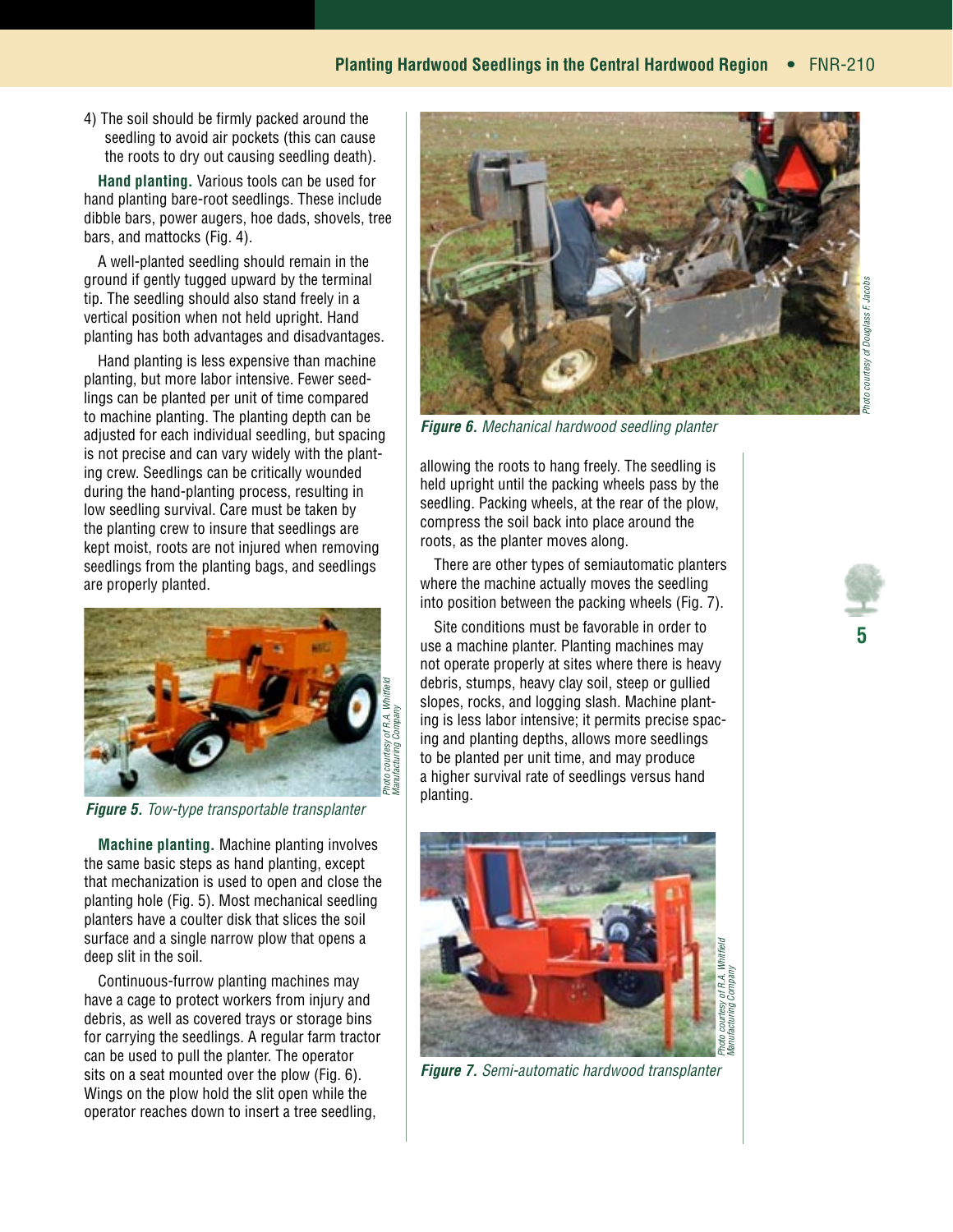4) The soil should be firmly packed around the seedling to avoid air pockets (this can cause the roots to dry out causing seedling death).

**Hand planting.** Various tools can be used for hand planting bare-root seedlings. These include dibble bars, power augers, hoe dads, shovels, tree bars, and mattocks (Fig. 4).

A well-planted seedling should remain in the ground if gently tugged upward by the terminal tip. The seedling should also stand freely in a vertical position when not held upright. Hand planting has both advantages and disadvantages.

Hand planting is less expensive than machine planting, but more labor intensive. Fewer seedlings can be planted per unit of time compared to machine planting. The planting depth can be adjusted for each individual seedling, but spacing is not precise and can vary widely with the planting crew. Seedlings can be critically wounded during the hand-planting process, resulting in low seedling survival. Care must be taken by the planting crew to insure that seedlings are kept moist, roots are not injured when removing seedlings from the planting bags, and seedlings are properly planted.

Photo courtesy of R.A. Whitfield Manufacturing Company

***Figure 5.*** *Tow-type transportable transplanter*

**Machine planting.** Machine planting involves the same basic steps as hand planting, except that mechanization is used to open and close the planting hole (Fig. 5). Most mechanical seedling planters have a coulter disk that slices the soil surface and a single narrow plow that opens a deep slit in the soil.

Continuous-furrow planting machines may have a cage to protect workers from injury and debris, as well as covered trays or storage bins for carrying the seedlings. A regular farm tractor can be used to pull the planter. The operator sits on a seat mounted over the plow (Fig. 6). Wings on the plow hold the slit open while the operator reaches down to insert a tree seedling, allowing the roots to hang freely. The seedling is held upright until the packing wheels pass by the seedling. Packing wheels, at the rear of the plow, compress the soil back into place around the roots, as the planter moves along.

Photo courtesy of Douglass F. Jacobs

***Figure 6.*** *Mechanical hardwood seedling planter*

There are other types of semiautomatic planters where the machine actually moves the seedling into position between the packing wheels (Fig. 7).

Site conditions must be favorable in order to use a machine planter. Planting machines may not operate properly at sites where there is heavy debris, stumps, heavy clay soil, steep or gullied slopes, rocks, and logging slash. Machine planting is less labor intensive; it permits precise spacing and planting depths, allows more seedlings to be planted per unit time, and may produce a higher survival rate of seedlings versus hand planting.

Photo courtesy of R.A. Whitfield Manufacturing Company

***Figure 7.*** *Semi-automatic hardwood transplanter*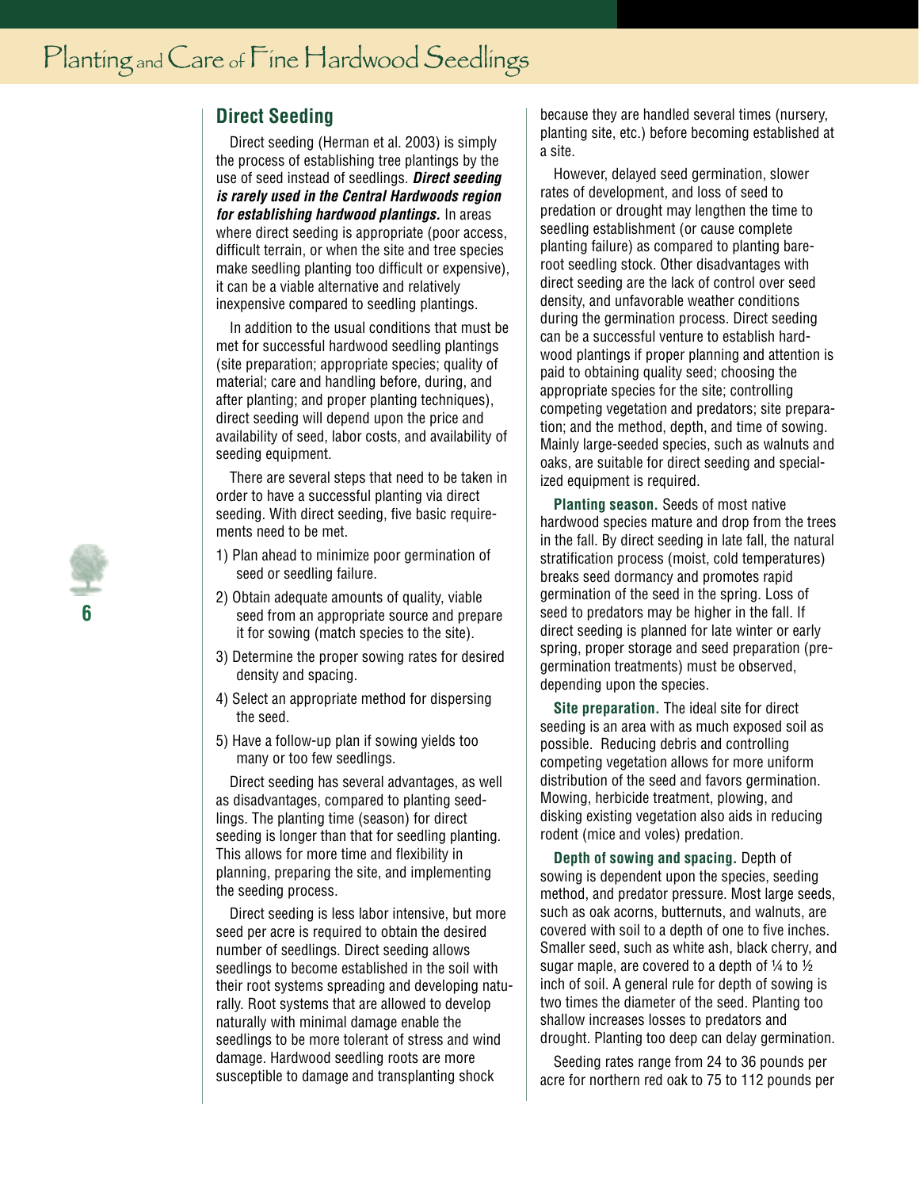## Direct Seeding

Direct seeding (Herman et al. 2003) is simply the process of establishing tree plantings by the use of seed instead of seedlings. ***Direct seeding is rarely used in the Central Hardwoods region for establishing hardwood plantings.*** In areas where direct seeding is appropriate (poor access, difficult terrain, or when the site and tree species make seedling planting too difficult or expensive), it can be a viable alternative and relatively inexpensive compared to seedling plantings.

In addition to the usual conditions that must be met for successful hardwood seedling plantings (site preparation; appropriate species; quality of material; care and handling before, during, and after planting; and proper planting techniques), direct seeding will depend upon the price and availability of seed, labor costs, and availability of seeding equipment.

There are several steps that need to be taken in order to have a successful planting via direct seeding. With direct seeding, five basic requirements need to be met.

1) Plan ahead to minimize poor germination of seed or seedling failure.
2) Obtain adequate amounts of quality, viable seed from an appropriate source and prepare it for sowing (match species to the site).
3) Determine the proper sowing rates for desired density and spacing.
4) Select an appropriate method for dispersing the seed.
5) Have a follow-up plan if sowing yields too many or too few seedlings.

Direct seeding has several advantages, as well as disadvantages, compared to planting seedlings. The planting time (season) for direct seeding is longer than that for seedling planting. This allows for more time and flexibility in planning, preparing the site, and implementing the seeding process.

Direct seeding is less labor intensive, but more seed per acre is required to obtain the desired number of seedlings. Direct seeding allows seedlings to become established in the soil with their root systems spreading and developing naturally. Root systems that are allowed to develop naturally with minimal damage enable the seedlings to be more tolerant of stress and wind damage. Hardwood seedling roots are more susceptible to damage and transplanting shock because they are handled several times (nursery, planting site, etc.) before becoming established at a site.

However, delayed seed germination, slower rates of development, and loss of seed to predation or drought may lengthen the time to seedling establishment (or cause complete planting failure) as compared to planting bare-root seedling stock. Other disadvantages with direct seeding are the lack of control over seed density, and unfavorable weather conditions during the germination process. Direct seeding can be a successful venture to establish hardwood plantings if proper planning and attention is paid to obtaining quality seed; choosing the appropriate species for the site; controlling competing vegetation and predators; site preparation; and the method, depth, and time of sowing. Mainly large-seeded species, such as walnuts and oaks, are suitable for direct seeding and specialized equipment is required.

**Planting season.** Seeds of most native hardwood species mature and drop from the trees in the fall. By direct seeding in late fall, the natural stratification process (moist, cold temperatures) breaks seed dormancy and promotes rapid germination of the seed in the spring. Loss of seed to predators may be higher in the fall. If direct seeding is planned for late winter or early spring, proper storage and seed preparation (pre-germination treatments) must be observed, depending upon the species.

**Site preparation.** The ideal site for direct seeding is an area with as much exposed soil as possible. Reducing debris and controlling competing vegetation allows for more uniform distribution of the seed and favors germination. Mowing, herbicide treatment, plowing, and disking existing vegetation also aids in reducing rodent (mice and voles) predation.

**Depth of sowing and spacing.** Depth of sowing is dependent upon the species, seeding method, and predator pressure. Most large seeds, such as oak acorns, butternuts, and walnuts, are covered with soil to a depth of one to five inches. Smaller seed, such as white ash, black cherry, and sugar maple, are covered to a depth of ¼ to ½ inch of soil. A general rule for depth of sowing is two times the diameter of the seed. Planting too shallow increases losses to predators and drought. Planting too deep can delay germination.

Seeding rates range from 24 to 36 pounds per acre for northern red oak to 75 to 112 pounds per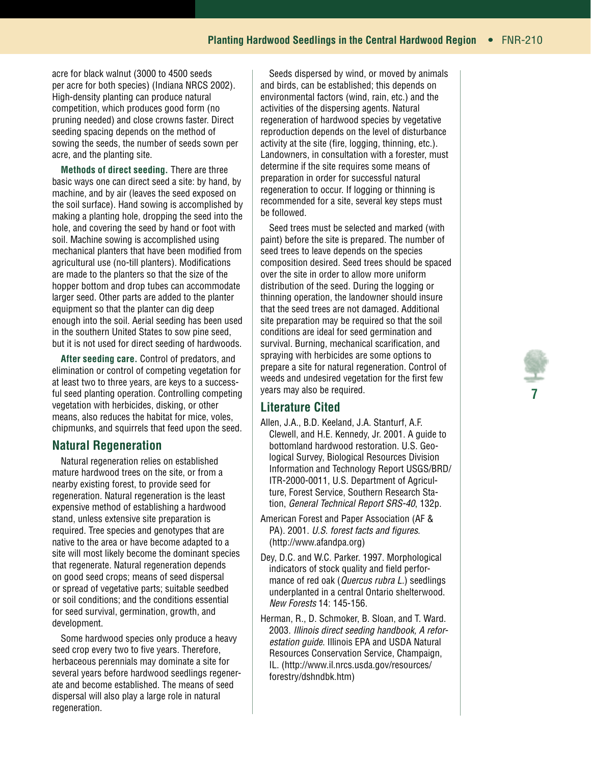acre for black walnut (3000 to 4500 seeds per acre for both species) (Indiana NRCS 2002). High-density planting can produce natural competition, which produces good form (no pruning needed) and close crowns faster. Direct seeding spacing depends on the method of sowing the seeds, the number of seeds sown per acre, and the planting site.

**Methods of direct seeding.** There are three basic ways one can direct seed a site: by hand, by machine, and by air (leaves the seed exposed on the soil surface). Hand sowing is accomplished by making a planting hole, dropping the seed into the hole, and covering the seed by hand or foot with soil. Machine sowing is accomplished using mechanical planters that have been modified from agricultural use (no-till planters). Modifications are made to the planters so that the size of the hopper bottom and drop tubes can accommodate larger seed. Other parts are added to the planter equipment so that the planter can dig deep enough into the soil. Aerial seeding has been used in the southern United States to sow pine seed, but it is not used for direct seeding of hardwoods.

**After seeding care.** Control of predators, and elimination or control of competing vegetation for at least two to three years, are keys to a successful seed planting operation. Controlling competing vegetation with herbicides, disking, or other means, also reduces the habitat for mice, voles, chipmunks, and squirrels that feed upon the seed.

## Natural Regeneration

Natural regeneration relies on established mature hardwood trees on the site, or from a nearby existing forest, to provide seed for regeneration. Natural regeneration is the least expensive method of establishing a hardwood stand, unless extensive site preparation is required. Tree species and genotypes that are native to the area or have become adapted to a site will most likely become the dominant species that regenerate. Natural regeneration depends on good seed crops; means of seed dispersal or spread of vegetative parts; suitable seedbed or soil conditions; and the conditions essential for seed survival, germination, growth, and development.

Some hardwood species only produce a heavy seed crop every two to five years. Therefore, herbaceous perennials may dominate a site for several years before hardwood seedlings regenerate and become established. The means of seed dispersal will also play a large role in natural regeneration.

Seeds dispersed by wind, or moved by animals and birds, can be established; this depends on environmental factors (wind, rain, etc.) and the activities of the dispersing agents. Natural regeneration of hardwood species by vegetative reproduction depends on the level of disturbance activity at the site (fire, logging, thinning, etc.). Landowners, in consultation with a forester, must determine if the site requires some means of preparation in order for successful natural regeneration to occur. If logging or thinning is recommended for a site, several key steps must be followed.

Seed trees must be selected and marked (with paint) before the site is prepared. The number of seed trees to leave depends on the species composition desired. Seed trees should be spaced over the site in order to allow more uniform distribution of the seed. During the logging or thinning operation, the landowner should insure that the seed trees are not damaged. Additional site preparation may be required so that the soil conditions are ideal for seed germination and survival. Burning, mechanical scarification, and spraying with herbicides are some options to prepare a site for natural regeneration. Control of weeds and undesired vegetation for the first few years may also be required.

## Literature Cited

Allen, J.A., B.D. Keeland, J.A. Stanturf, A.F. Clewell, and H.E. Kennedy, Jr. 2001. A guide to bottomland hardwood restoration. U.S. Geological Survey, Biological Resources Division Information and Technology Report USGS/BRD/ITR-2000-0011, U.S. Department of Agriculture, Forest Service, Southern Research Station, *General Technical Report SRS-40*, 132p.

American Forest and Paper Association (AF & PA). 2001. *U.S. forest facts and figures.* (http://www.afandpa.org)

Dey, D.C. and W.C. Parker. 1997. Morphological indicators of stock quality and field performance of red oak (*Quercus rubra L.*) seedlings underplanted in a central Ontario shelterwood. *New Forests* 14: 145-156.

Herman, R., D. Schmoker, B. Sloan, and T. Ward. 2003. *Illinois direct seeding handbook, A reforestation guide*. Illinois EPA and USDA Natural Resources Conservation Service, Champaign, IL. (http://www.il.nrcs.usda.gov/resources/forestry/dshndbk.htm)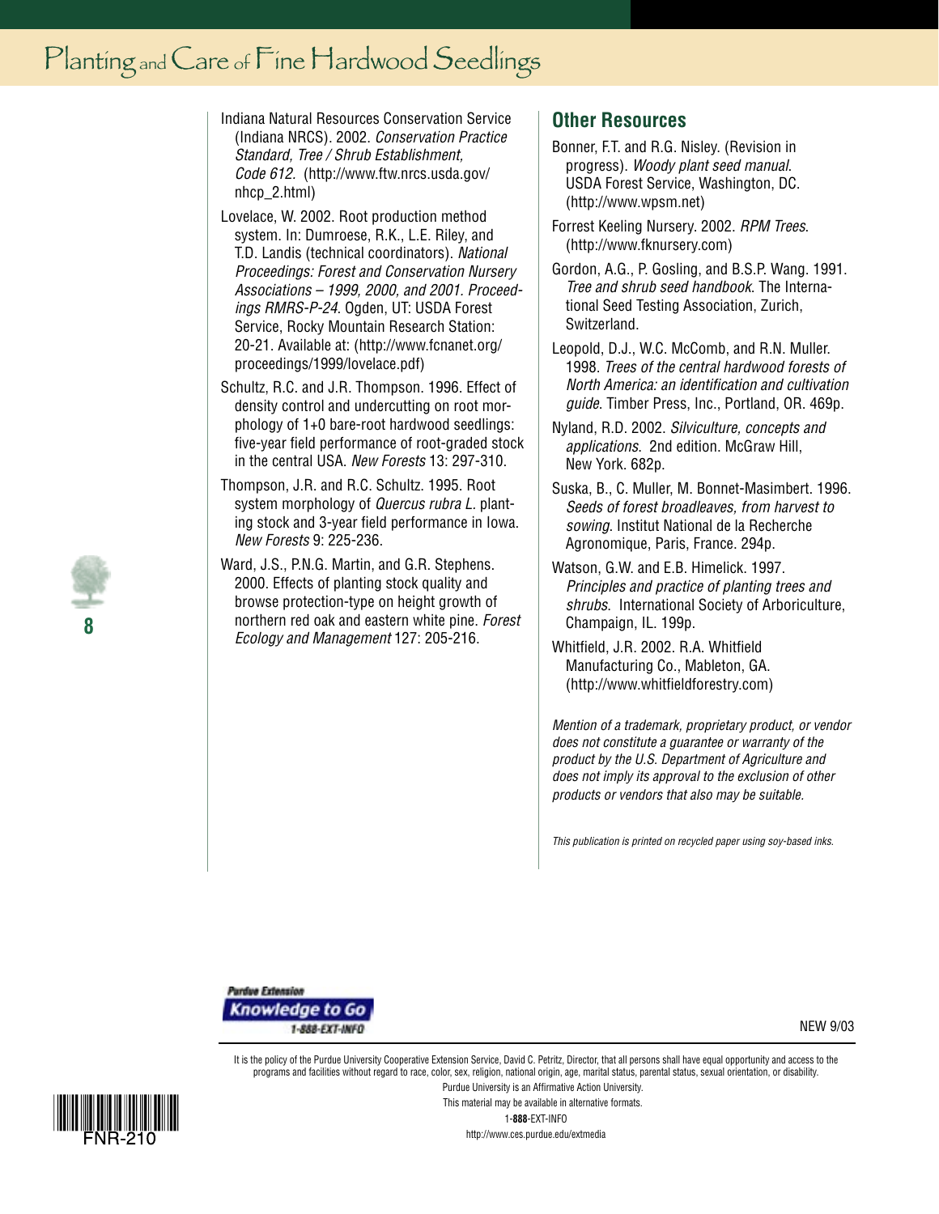Indiana Natural Resources Conservation Service (Indiana NRCS). 2002. *Conservation Practice Standard, Tree / Shrub Establishment, Code 612.* (http://www.ftw.nrcs.usda.gov/nhcp_2.html)

Lovelace, W. 2002. Root production method system. In: Dumroese, R.K., L.E. Riley, and T.D. Landis (technical coordinators). *National Proceedings: Forest and Conservation Nursery Associations – 1999, 2000, and 2001. Proceedings RMRS-P-24.* Ogden, UT: USDA Forest Service, Rocky Mountain Research Station: 20-21. Available at: (http://www.fcnanet.org/proceedings/1999/lovelace.pdf)

Schultz, R.C. and J.R. Thompson. 1996. Effect of density control and undercutting on root morphology of 1+0 bare-root hardwood seedlings: five-year field performance of root-graded stock in the central USA. *New Forests* 13: 297-310.

Thompson, J.R. and R.C. Schultz. 1995. Root system morphology of *Quercus rubra L.* planting stock and 3-year field performance in Iowa. *New Forests* 9: 225-236.

Ward, J.S., P.N.G. Martin, and G.R. Stephens. 2000. Effects of planting stock quality and browse protection-type on height growth of northern red oak and eastern white pine. *Forest Ecology and Management* 127: 205-216.

## Other Resources

Bonner, F.T. and R.G. Nisley. (Revision in progress). *Woody plant seed manual.* USDA Forest Service, Washington, DC. (http://www.wpsm.net)

Forrest Keeling Nursery. 2002. *RPM Trees.* (http://www.fknursery.com)

Gordon, A.G., P. Gosling, and B.S.P. Wang. 1991. *Tree and shrub seed handbook.* The International Seed Testing Association, Zurich, Switzerland.

Leopold, D.J., W.C. McComb, and R.N. Muller. 1998. *Trees of the central hardwood forests of North America: an identification and cultivation guide.* Timber Press, Inc., Portland, OR. 469p.

Nyland, R.D. 2002. *Silviculture, concepts and applications.* 2nd edition. McGraw Hill, New York. 682p.

Suska, B., C. Muller, M. Bonnet-Masimbert. 1996. *Seeds of forest broadleaves, from harvest to sowing.* Institut National de la Recherche Agronomique, Paris, France. 294p.

Watson, G.W. and E.B. Himelick. 1997. *Principles and practice of planting trees and shrubs.* International Society of Arboriculture, Champaign, IL. 199p.

Whitfield, J.R. 2002. R.A. Whitfield Manufacturing Co., Mableton, GA. (http://www.whitfieldforestry.com)

*Mention of a trademark, proprietary product, or vendor does not constitute a guarantee or warranty of the product by the U.S. Department of Agriculture and does not imply its approval to the exclusion of other products or vendors that also may be suitable.*

*This publication is printed on recycled paper using soy-based inks.*

Purdue Extension
Knowledge to Go
1-888-EXT-INFO

NEW 9/03

It is the policy of the Purdue University Cooperative Extension Service, David C. Petritz, Director, that all persons shall have equal opportunity and access to the programs and facilities without regard to race, color, sex, religion, national origin, age, marital status, parental status, sexual orientation, or disability.

Purdue University is an Affirmative Action University.

This material may be available in alternative formats.

1-888-EXT-INFO

http://www.ces.purdue.edu/extmedia

FNR-210